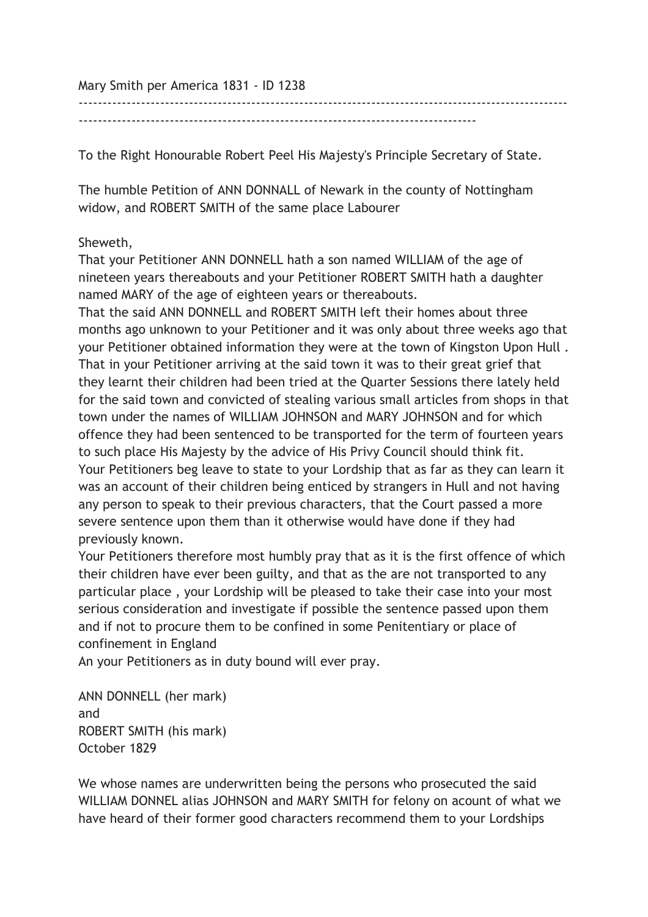Mary Smith per America 1831 - ID 1238

---

To the Right Honourable Robert Peel His Majesty's Principle Secretary of State.

The humble Petition of ANN DONNALL of Newark in the county of Nottingham widow, and ROBERT SMITH of the same place Labourer

Sheweth,

That your Petitioner ANN DONNELL hath a son named WILLIAM of the age of nineteen years thereabouts and your Petitioner ROBERT SMITH hath a daughter named MARY of the age of eighteen years or thereabouts.

That the said ANN DONNELL and ROBERT SMITH left their homes about three months ago unknown to your Petitioner and it was only about three weeks ago that your Petitioner obtained information they were at the town of Kingston Upon Hull .

That in your Petitioner arriving at the said town it was to their great grief that they learnt their children had been tried at the Quarter Sessions there lately held for the said town and convicted of stealing various small articles from shops in that town under the names of WILLIAM JOHNSON and MARY JOHNSON and for which offence they had been sentenced to be transported for the term of fourteen years to such place His Majesty by the advice of His Privy Council should think fit.

Your Petitioners beg leave to state to your Lordship that as far as they can learn it was an account of their children being enticed by strangers in Hull and not having any person to speak to their previous characters, that the Court passed a more severe sentence upon them than it otherwise would have done if they had previously known.

Your Petitioners therefore most humbly pray that as it is the first offence of which their children have ever been guilty, and that as the are not transported to any particular place , your Lordship will be pleased to take their case into your most serious consideration and investigate if possible the sentence passed upon them and if not to procure them to be confined in some Penitentiary or place of confinement in England

An your Petitioners as in duty bound will ever pray.

ANN DONNELL (her mark)
and
ROBERT SMITH (his mark)
October 1829

We whose names are underwritten being the persons who prosecuted the said WILLIAM DONNEL alias JOHNSON and MARY SMITH for felony on acount of what we have heard of their former good characters recommend them to your Lordships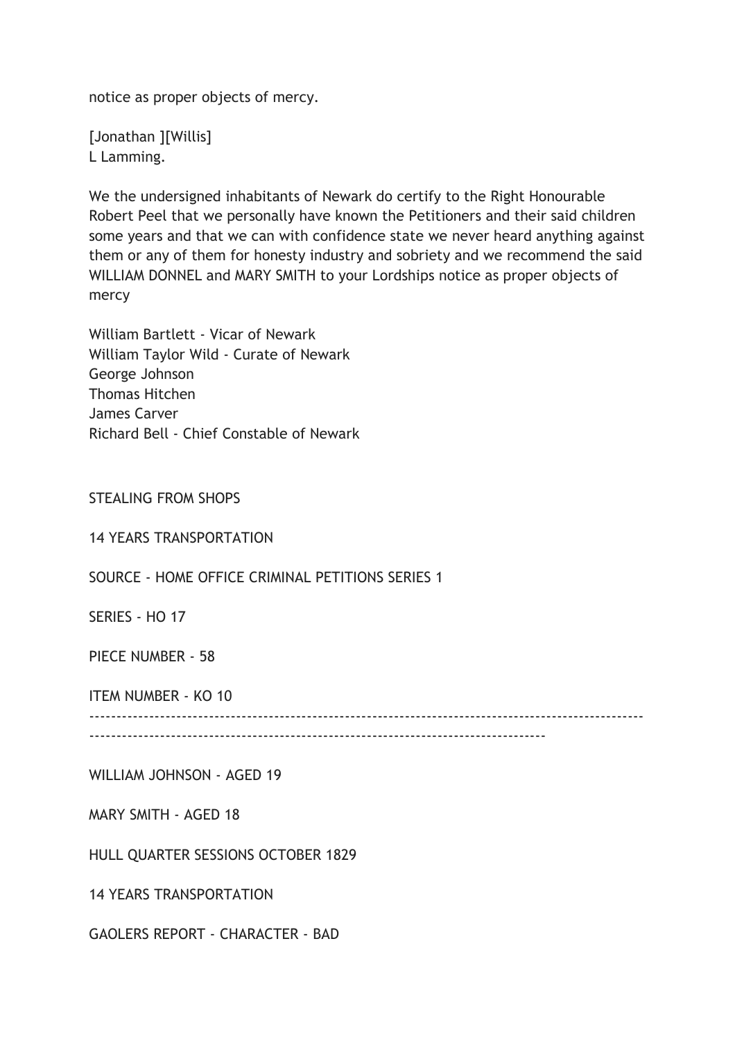notice as proper objects of mercy.

[Jonathan ][Willis]
L Lamming.

We the undersigned inhabitants of Newark do certify to the Right Honourable Robert Peel that we personally have known the Petitioners and their said children some years and that we can with confidence state we never heard anything against them or any of them for honesty industry and sobriety and we recommend the said WILLIAM DONNEL and MARY SMITH to your Lordships notice as proper objects of mercy

William Bartlett - Vicar of Newark
William Taylor Wild - Curate of Newark
George Johnson
Thomas Hitchen
James Carver
Richard Bell - Chief Constable of Newark

STEALING FROM SHOPS

14 YEARS TRANSPORTATION

SOURCE - HOME OFFICE CRIMINAL PETITIONS SERIES 1

SERIES - HO 17

PIECE NUMBER - 58

ITEM NUMBER - KO 10

---

WILLIAM JOHNSON - AGED 19

MARY SMITH - AGED 18

HULL QUARTER SESSIONS OCTOBER 1829

14 YEARS TRANSPORTATION

GAOLERS REPORT - CHARACTER - BAD